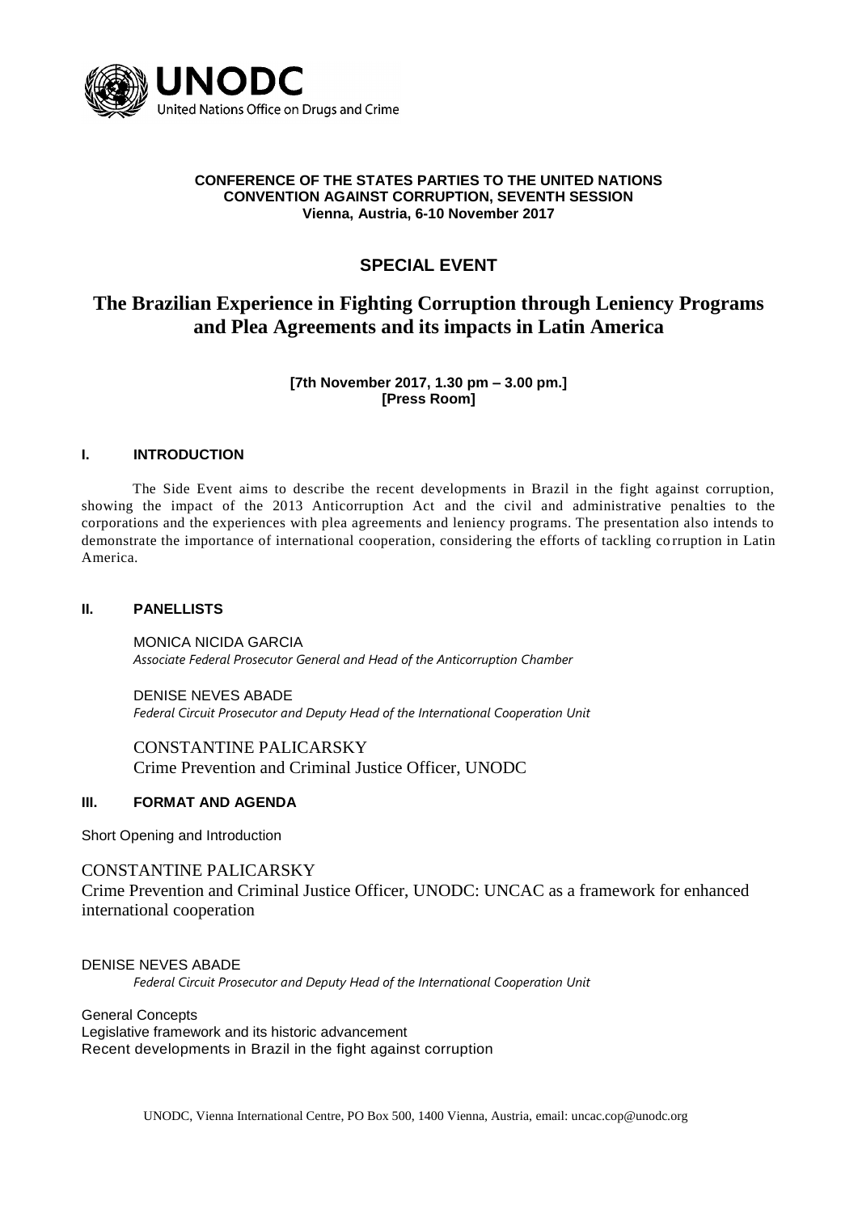UNODC
United Nations Office on Drugs and Crime

**CONFERENCE OF THE STATES PARTIES TO THE UNITED NATIONS CONVENTION AGAINST CORRUPTION, SEVENTH SESSION**
**Vienna, Austria, 6-10 November 2017**

## SPECIAL EVENT

# The Brazilian Experience in Fighting Corruption through Leniency Programs and Plea Agreements and its impacts in Latin America

**[7th November 2017, 1.30 pm – 3.00 pm.]**
**[Press Room]**

### I. INTRODUCTION

The Side Event aims to describe the recent developments in Brazil in the fight against corruption, showing the impact of the 2013 Anticorruption Act and the civil and administrative penalties to the corporations and the experiences with plea agreements and leniency programs. The presentation also intends to demonstrate the importance of international cooperation, considering the efforts of tackling corruption in Latin America.

### II. PANELLISTS

MONICA NICIDA GARCIA
*Associate Federal Prosecutor General and Head of the Anticorruption Chamber*

DENISE NEVES ABADE
*Federal Circuit Prosecutor and Deputy Head of the International Cooperation Unit*

CONSTANTINE PALICARSKY
Crime Prevention and Criminal Justice Officer, UNODC

### III. FORMAT AND AGENDA

Short Opening and Introduction

CONSTANTINE PALICARSKY
Crime Prevention and Criminal Justice Officer, UNODC: UNCAC as a framework for enhanced international cooperation

DENISE NEVES ABADE
*Federal Circuit Prosecutor and Deputy Head of the International Cooperation Unit*

General Concepts
Legislative framework and its historic advancement
Recent developments in Brazil in the fight against corruption

UNODC, Vienna International Centre, PO Box 500, 1400 Vienna, Austria, email: uncac.cop@unodc.org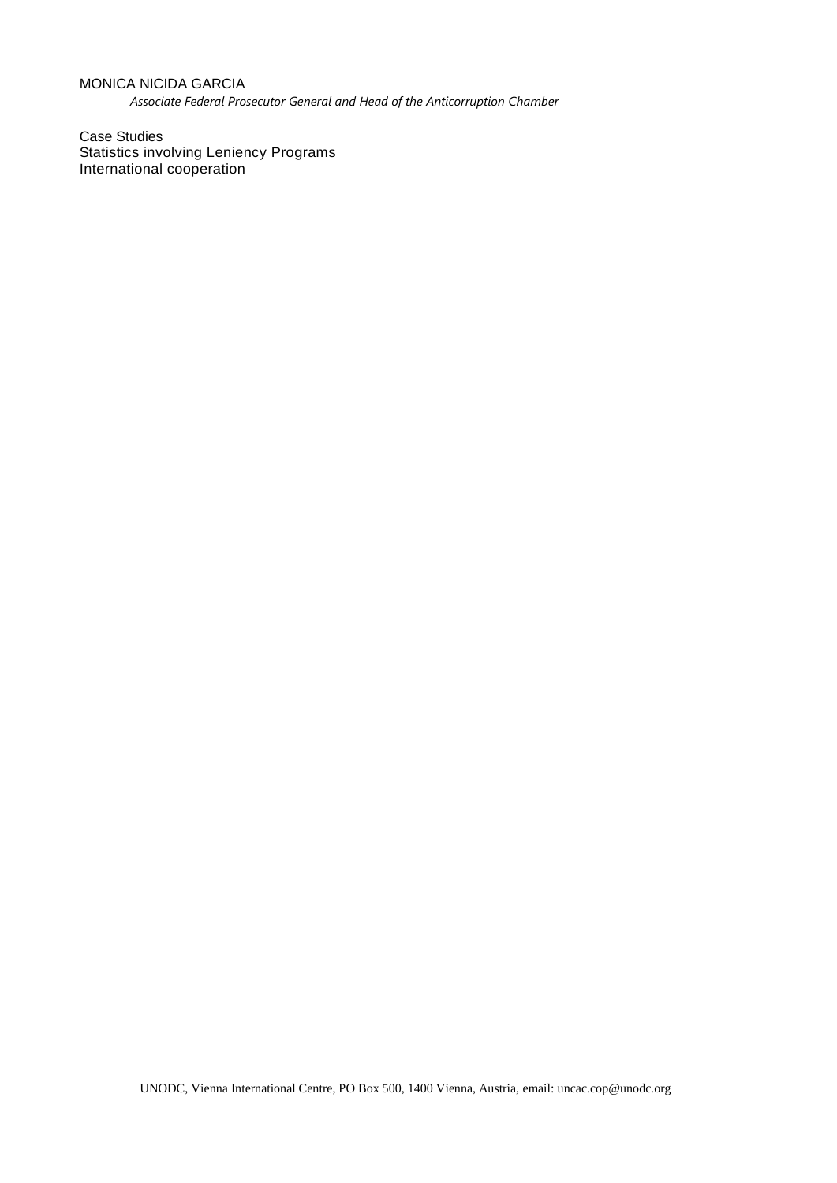MONICA NICIDA GARCIA

*Associate Federal Prosecutor General and Head of the Anticorruption Chamber*

Case Studies
Statistics involving Leniency Programs
International cooperation